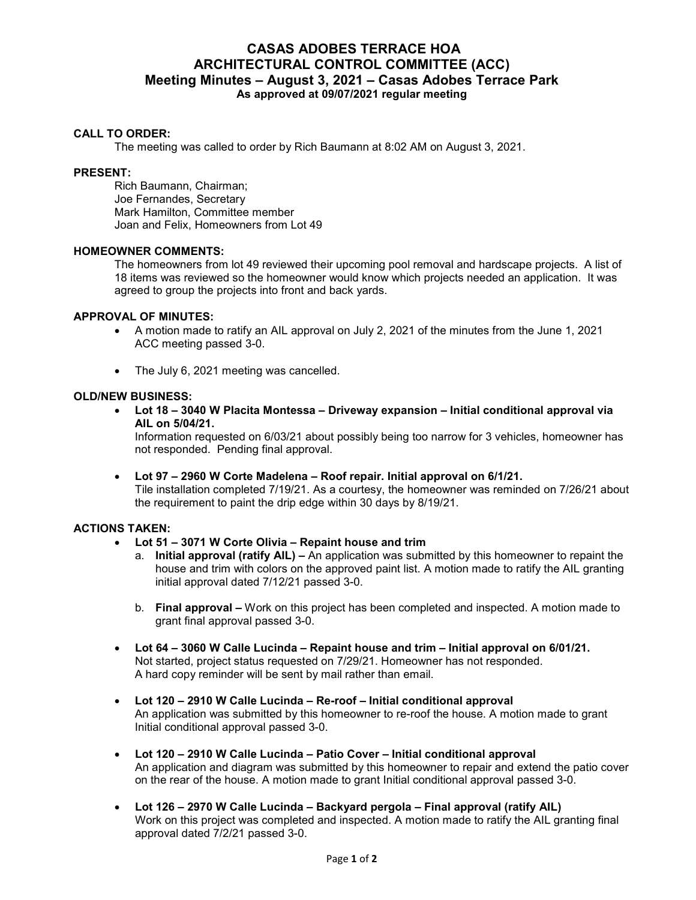# CASAS ADOBES TERRACE HOA
# ARCHITECTURAL CONTROL COMMITTEE (ACC)
## Meeting Minutes – August 3, 2021 – Casas Adobes Terrace Park
**As approved at 09/07/2021 regular meeting**

**CALL TO ORDER:**

The meeting was called to order by Rich Baumann at 8:02 AM on August 3, 2021.

**PRESENT:**

Rich Baumann, Chairman;
Joe Fernandes, Secretary
Mark Hamilton, Committee member
Joan and Felix, Homeowners from Lot 49

**HOMEOWNER COMMENTS:**

The homeowners from lot 49 reviewed their upcoming pool removal and hardscape projects. A list of 18 items was reviewed so the homeowner would know which projects needed an application. It was agreed to group the projects into front and back yards.

**APPROVAL OF MINUTES:**

- A motion made to ratify an AIL approval on July 2, 2021 of the minutes from the June 1, 2021 ACC meeting passed 3-0.
- The July 6, 2021 meeting was cancelled.

**OLD/NEW BUSINESS:**

- **Lot 18 – 3040 W Placita Montessa – Driveway expansion – Initial conditional approval via AIL on 5/04/21.**
  Information requested on 6/03/21 about possibly being too narrow for 3 vehicles, homeowner has not responded. Pending final approval.
- **Lot 97 – 2960 W Corte Madelena – Roof repair. Initial approval on 6/1/21.**
  Tile installation completed 7/19/21. As a courtesy, the homeowner was reminded on 7/26/21 about the requirement to paint the drip edge within 30 days by 8/19/21.

**ACTIONS TAKEN:**

- **Lot 51 – 3071 W Corte Olivia – Repaint house and trim**
  a. **Initial approval (ratify AIL) –** An application was submitted by this homeowner to repaint the house and trim with colors on the approved paint list. A motion made to ratify the AIL granting initial approval dated 7/12/21 passed 3-0.
  b. **Final approval –** Work on this project has been completed and inspected. A motion made to grant final approval passed 3-0.
- **Lot 64 – 3060 W Calle Lucinda – Repaint house and trim – Initial approval on 6/01/21.**
  Not started, project status requested on 7/29/21. Homeowner has not responded.
  A hard copy reminder will be sent by mail rather than email.
- **Lot 120 – 2910 W Calle Lucinda – Re-roof – Initial conditional approval**
  An application was submitted by this homeowner to re-roof the house. A motion made to grant Initial conditional approval passed 3-0.
- **Lot 120 – 2910 W Calle Lucinda – Patio Cover – Initial conditional approval**
  An application and diagram was submitted by this homeowner to repair and extend the patio cover on the rear of the house. A motion made to grant Initial conditional approval passed 3-0.
- **Lot 126 – 2970 W Calle Lucinda – Backyard pergola – Final approval (ratify AIL)**
  Work on this project was completed and inspected. A motion made to ratify the AIL granting final approval dated 7/2/21 passed 3-0.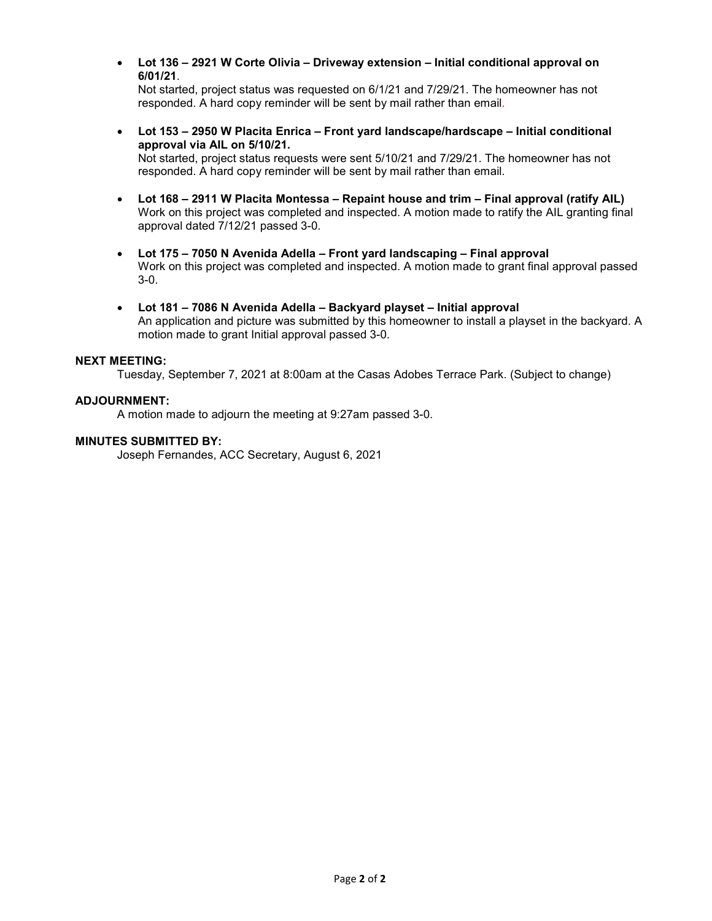- **Lot 136 – 2921 W Corte Olivia – Driveway extension – Initial conditional approval on 6/01/21**.
  Not started, project status was requested on 6/1/21 and 7/29/21. The homeowner has not responded. A hard copy reminder will be sent by mail rather than email.

- **Lot 153 – 2950 W Placita Enrica – Front yard landscape/hardscape – Initial conditional approval via AIL on 5/10/21.**
  Not started, project status requests were sent 5/10/21 and 7/29/21. The homeowner has not responded. A hard copy reminder will be sent by mail rather than email.

- **Lot 168 – 2911 W Placita Montessa – Repaint house and trim – Final approval (ratify AIL)**
  Work on this project was completed and inspected. A motion made to ratify the AIL granting final approval dated 7/12/21 passed 3-0.

- **Lot 175 – 7050 N Avenida Adella – Front yard landscaping – Final approval**
  Work on this project was completed and inspected. A motion made to grant final approval passed 3-0.

- **Lot 181 – 7086 N Avenida Adella – Backyard playset – Initial approval**
  An application and picture was submitted by this homeowner to install a playset in the backyard. A motion made to grant Initial approval passed 3-0.

**NEXT MEETING:**

Tuesday, September 7, 2021 at 8:00am at the Casas Adobes Terrace Park. (Subject to change)

**ADJOURNMENT:**

A motion made to adjourn the meeting at 9:27am passed 3-0.

**MINUTES SUBMITTED BY:**

Joseph Fernandes, ACC Secretary, August 6, 2021